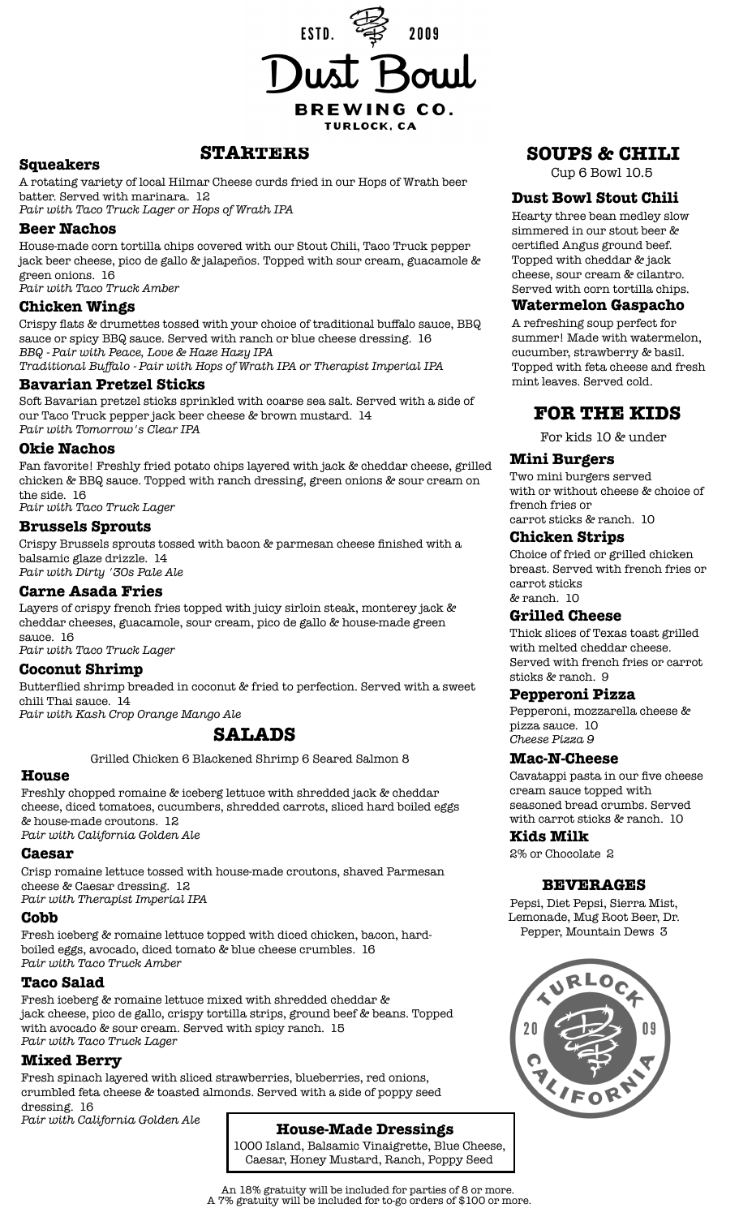ESTD. 2009

# Dust Bowl

BREWING CO.

TURLOCK, CA

## STARTERS

### Squeakers

A rotating variety of local Hilmar Cheese curds fried in our Hops of Wrath beer batter. Served with marinara. 12
*Pair with Taco Truck Lager or Hops of Wrath IPA*

### Beer Nachos

House-made corn tortilla chips covered with our Stout Chili, Taco Truck pepper jack beer cheese, pico de gallo & jalapeños. Topped with sour cream, guacamole & green onions. 16
*Pair with Taco Truck Amber*

### Chicken Wings

Crispy flats & drumettes tossed with your choice of traditional buffalo sauce, BBQ sauce or spicy BBQ sauce. Served with ranch or blue cheese dressing. 16
*BBQ - Pair with Peace, Love & Haze Hazy IPA*
*Traditional Buffalo - Pair with Hops of Wrath IPA or Therapist Imperial IPA*

### Bavarian Pretzel Sticks

Soft Bavarian pretzel sticks sprinkled with coarse sea salt. Served with a side of our Taco Truck pepper jack beer cheese & brown mustard. 14
*Pair with Tomorrow's Clear IPA*

### Okie Nachos

Fan favorite! Freshly fried potato chips layered with jack & cheddar cheese, grilled chicken & BBQ sauce. Topped with ranch dressing, green onions & sour cream on the side. 16
*Pair with Taco Truck Lager*

### Brussels Sprouts

Crispy Brussels sprouts tossed with bacon & parmesan cheese finished with a balsamic glaze drizzle. 14
*Pair with Dirty '30s Pale Ale*

### Carne Asada Fries

Layers of crispy french fries topped with juicy sirloin steak, monterey jack & cheddar cheeses, guacamole, sour cream, pico de gallo & house-made green sauce. 16
*Pair with Taco Truck Lager*

### Coconut Shrimp

Butterflied shrimp breaded in coconut & fried to perfection. Served with a sweet chili Thai sauce. 14
*Pair with Kash Crop Orange Mango Ale*

## SALADS

Grilled Chicken 6 Blackened Shrimp 6 Seared Salmon 8

### House

Freshly chopped romaine & iceberg lettuce with shredded jack & cheddar cheese, diced tomatoes, cucumbers, shredded carrots, sliced hard boiled eggs & house-made croutons. 12
*Pair with California Golden Ale*

### Caesar

Crisp romaine lettuce tossed with house-made croutons, shaved Parmesan cheese & Caesar dressing. 12
*Pair with Therapist Imperial IPA*

### Cobb

Fresh iceberg & romaine lettuce topped with diced chicken, bacon, hard-boiled eggs, avocado, diced tomato & blue cheese crumbles. 16
*Pair with Taco Truck Amber*

### Taco Salad

Fresh iceberg & romaine lettuce mixed with shredded cheddar & jack cheese, pico de gallo, crispy tortilla strips, ground beef & beans. Topped with avocado & sour cream. Served with spicy ranch. 15
*Pair with Taco Truck Lager*

### Mixed Berry

Fresh spinach layered with sliced strawberries, blueberries, red onions, crumbled feta cheese & toasted almonds. Served with a side of poppy seed dressing. 16
*Pair with California Golden Ale*

### House-Made Dressings

1000 Island, Balsamic Vinaigrette, Blue Cheese, Caesar, Honey Mustard, Ranch, Poppy Seed

## SOUPS & CHILI

Cup 6 Bowl 10.5

### Dust Bowl Stout Chili

Hearty three bean medley slow simmered in our stout beer & certified Angus ground beef. Topped with cheddar & jack cheese, sour cream & cilantro. Served with corn tortilla chips.

### Watermelon Gaspacho

A refreshing soup perfect for summer! Made with watermelon, cucumber, strawberry & basil. Topped with feta cheese and fresh mint leaves. Served cold.

## FOR THE KIDS

For kids 10 & under

### Mini Burgers

Two mini burgers served with or without cheese & choice of french fries or carrot sticks & ranch. 10

### Chicken Strips

Choice of fried or grilled chicken breast. Served with french fries or carrot sticks & ranch. 10

### Grilled Cheese

Thick slices of Texas toast grilled with melted cheddar cheese. Served with french fries or carrot sticks & ranch. 9

### Pepperoni Pizza

Pepperoni, mozzarella cheese & pizza sauce. 10
*Cheese Pizza 9*

### Mac-N-Cheese

Cavatappi pasta in our five cheese cream sauce topped with seasoned bread crumbs. Served with carrot sticks & ranch. 10

### Kids Milk

2% or Chocolate 2

## BEVERAGES

Pepsi, Diet Pepsi, Sierra Mist, Lemonade, Mug Root Beer, Dr. Pepper, Mountain Dews 3

TURLOCK 20 09 CALIFORNIA

An 18% gratuity will be included for parties of 8 or more.
A 7% gratuity will be included for to-go orders of $100 or more.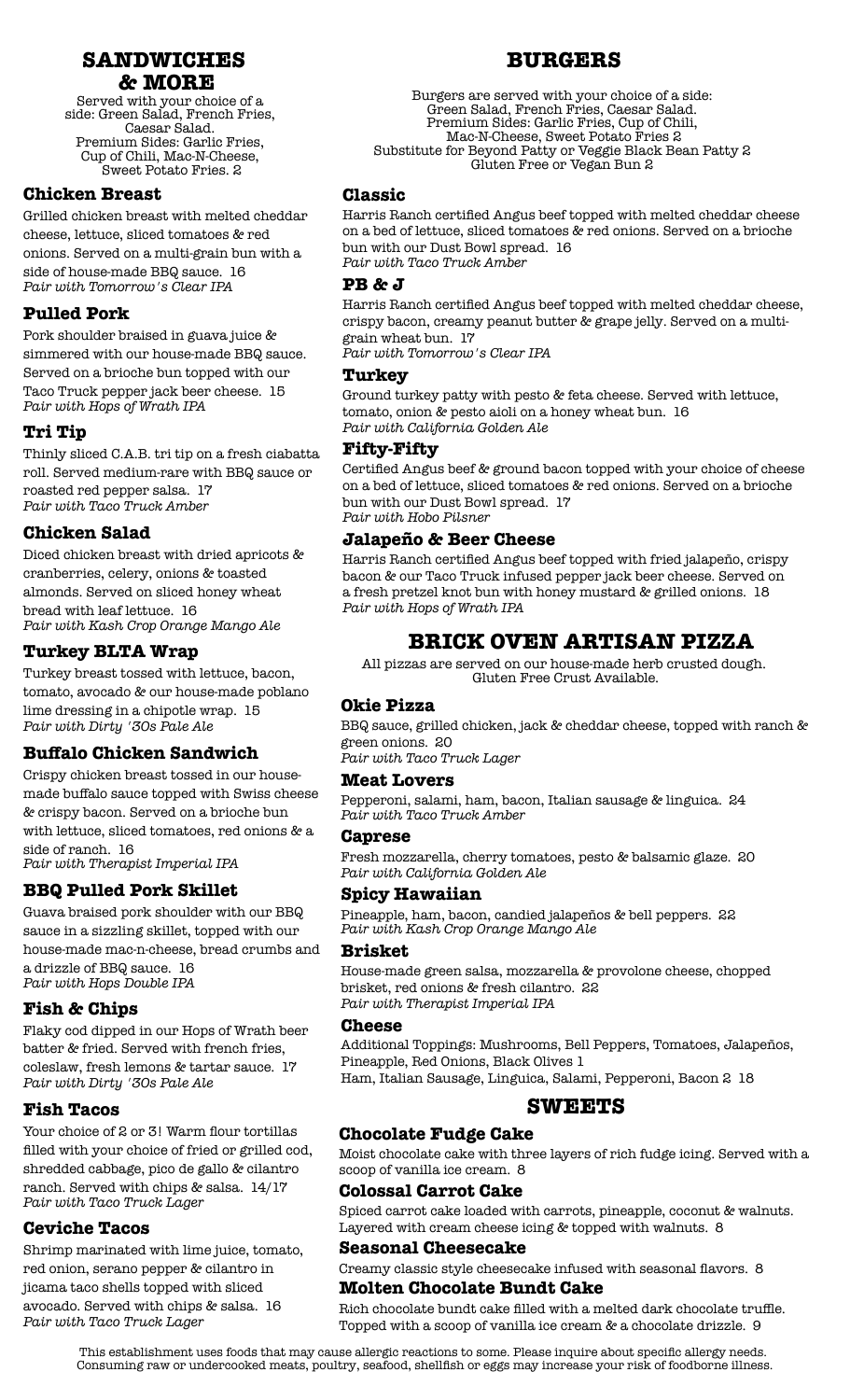## SANDWICHES & MORE

Served with your choice of a side: Green Salad, French Fries, Caesar Salad.
Premium Sides: Garlic Fries, Cup of Chili, Mac-N-Cheese, Sweet Potato Fries. 2

### Chicken Breast

Grilled chicken breast with melted cheddar cheese, lettuce, sliced tomatoes & red onions. Served on a multi-grain bun with a side of house-made BBQ sauce. 16
*Pair with Tomorrow's Clear IPA*

### Pulled Pork

Pork shoulder braised in guava juice & simmered with our house-made BBQ sauce. Served on a brioche bun topped with our Taco Truck pepper jack beer cheese. 15
*Pair with Hops of Wrath IPA*

### Tri Tip

Thinly sliced C.A.B. tri tip on a fresh ciabatta roll. Served medium-rare with BBQ sauce or roasted red pepper salsa. 17
*Pair with Taco Truck Amber*

### Chicken Salad

Diced chicken breast with dried apricots & cranberries, celery, onions & toasted almonds. Served on sliced honey wheat bread with leaf lettuce. 16
*Pair with Kash Crop Orange Mango Ale*

### Turkey BLTA Wrap

Turkey breast tossed with lettuce, bacon, tomato, avocado & our house-made poblano lime dressing in a chipotle wrap. 15
*Pair with Dirty '30s Pale Ale*

### Buffalo Chicken Sandwich

Crispy chicken breast tossed in our house-made buffalo sauce topped with Swiss cheese & crispy bacon. Served on a brioche bun with lettuce, sliced tomatoes, red onions & a side of ranch. 16
*Pair with Therapist Imperial IPA*

### BBQ Pulled Pork Skillet

Guava braised pork shoulder with our BBQ sauce in a sizzling skillet, topped with our house-made mac-n-cheese, bread crumbs and a drizzle of BBQ sauce. 16
*Pair with Hops Double IPA*

### Fish & Chips

Flaky cod dipped in our Hops of Wrath beer batter & fried. Served with french fries, coleslaw, fresh lemons & tartar sauce. 17
*Pair with Dirty '30s Pale Ale*

### Fish Tacos

Your choice of 2 or 3! Warm flour tortillas filled with your choice of fried or grilled cod, shredded cabbage, pico de gallo & cilantro ranch. Served with chips & salsa. 14/17
*Pair with Taco Truck Lager*

### Ceviche Tacos

Shrimp marinated with lime juice, tomato, red onion, serano pepper & cilantro in jicama taco shells topped with sliced avocado. Served with chips & salsa. 16
*Pair with Taco Truck Lager*

## BURGERS

Burgers are served with your choice of a side: Green Salad, French Fries, Caesar Salad.
Premium Sides: Garlic Fries, Cup of Chili, Mac-N-Cheese, Sweet Potato Fries 2
Substitute for Beyond Patty or Veggie Black Bean Patty 2
Gluten Free or Vegan Bun 2

### Classic

Harris Ranch certified Angus beef topped with melted cheddar cheese on a bed of lettuce, sliced tomatoes & red onions. Served on a brioche bun with our Dust Bowl spread. 16
*Pair with Taco Truck Amber*

### PB & J

Harris Ranch certified Angus beef topped with melted cheddar cheese, crispy bacon, creamy peanut butter & grape jelly. Served on a multi-grain wheat bun. 17
*Pair with Tomorrow's Clear IPA*

### Turkey

Ground turkey patty with pesto & feta cheese. Served with lettuce, tomato, onion & pesto aioli on a honey wheat bun. 16
*Pair with California Golden Ale*

### Fifty-Fifty

Certified Angus beef & ground bacon topped with your choice of cheese on a bed of lettuce, sliced tomatoes & red onions. Served on a brioche bun with our Dust Bowl spread. 17
*Pair with Hobo Pilsner*

### Jalapeño & Beer Cheese

Harris Ranch certified Angus beef topped with fried jalapeño, crispy bacon & our Taco Truck infused pepper jack beer cheese. Served on a fresh pretzel knot bun with honey mustard & grilled onions. 18
*Pair with Hops of Wrath IPA*

## BRICK OVEN ARTISAN PIZZA

All pizzas are served on our house-made herb crusted dough.
Gluten Free Crust Available.

### Okie Pizza

BBQ sauce, grilled chicken, jack & cheddar cheese, topped with ranch & green onions. 20
*Pair with Taco Truck Lager*

### Meat Lovers

Pepperoni, salami, ham, bacon, Italian sausage & linguica. 24
*Pair with Taco Truck Amber*

### Caprese

Fresh mozzarella, cherry tomatoes, pesto & balsamic glaze. 20
*Pair with California Golden Ale*

### Spicy Hawaiian

Pineapple, ham, bacon, candied jalapeños & bell peppers. 22
*Pair with Kash Crop Orange Mango Ale*

### Brisket

House-made green salsa, mozzarella & provolone cheese, chopped brisket, red onions & fresh cilantro. 22
*Pair with Therapist Imperial IPA*

### Cheese

Additional Toppings: Mushrooms, Bell Peppers, Tomatoes, Jalapeños, Pineapple, Red Onions, Black Olives 1
Ham, Italian Sausage, Linguica, Salami, Pepperoni, Bacon 2 18

## SWEETS

### Chocolate Fudge Cake

Moist chocolate cake with three layers of rich fudge icing. Served with a scoop of vanilla ice cream. 8

### Colossal Carrot Cake

Spiced carrot cake loaded with carrots, pineapple, coconut & walnuts. Layered with cream cheese icing & topped with walnuts. 8

### Seasonal Cheesecake

Creamy classic style cheesecake infused with seasonal flavors. 8

### Molten Chocolate Bundt Cake

Rich chocolate bundt cake filled with a melted dark chocolate truffle. Topped with a scoop of vanilla ice cream & a chocolate drizzle. 9

This establishment uses foods that may cause allergic reactions to some. Please inquire about specific allergy needs. Consuming raw or undercooked meats, poultry, seafood, shellfish or eggs may increase your risk of foodborne illness.